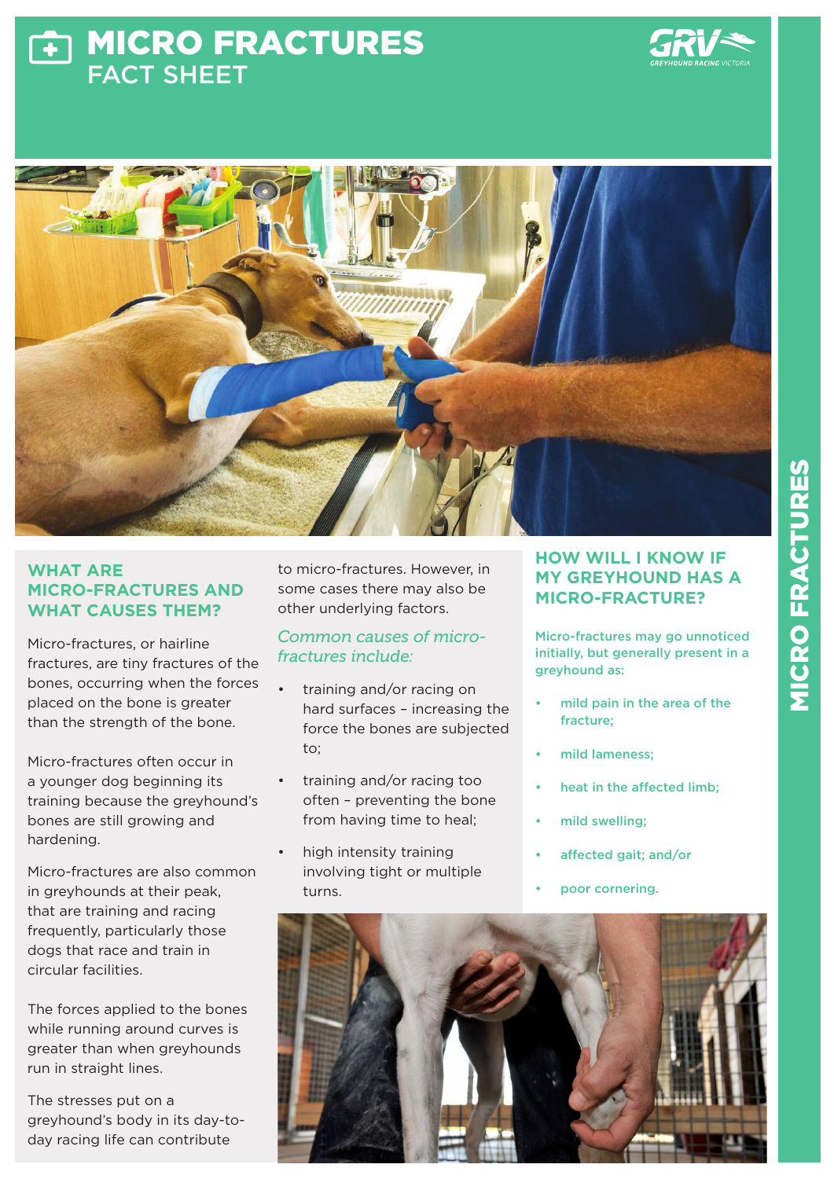# MICRO FRACTURES
## FACT SHEET

## WHAT ARE MICRO-FRACTURES AND WHAT CAUSES THEM?

Micro-fractures, or hairline fractures, are tiny fractures of the bones, occurring when the forces placed on the bone is greater than the strength of the bone.

Micro-fractures often occur in a younger dog beginning its training because the greyhound's bones are still growing and hardening.

Micro-fractures are also common in greyhounds at their peak, that are training and racing frequently, particularly those dogs that race and train in circular facilities.

The forces applied to the bones while running around curves is greater than when greyhounds run in straight lines.

The stresses put on a greyhound's body in its day-to-day racing life can contribute to micro-fractures. However, in some cases there may also be other underlying factors.

*Common causes of micro-fractures include:*

- training and/or racing on hard surfaces – increasing the force the bones are subjected to;
- training and/or racing too often – preventing the bone from having time to heal;
- high intensity training involving tight or multiple turns.

## HOW WILL I KNOW IF MY GREYHOUND HAS A MICRO-FRACTURE?

Micro-fractures may go unnoticed initially, but generally present in a greyhound as:

- mild pain in the area of the fracture;
- mild lameness;
- heat in the affected limb;
- mild swelling;
- affected gait; and/or
- poor cornering.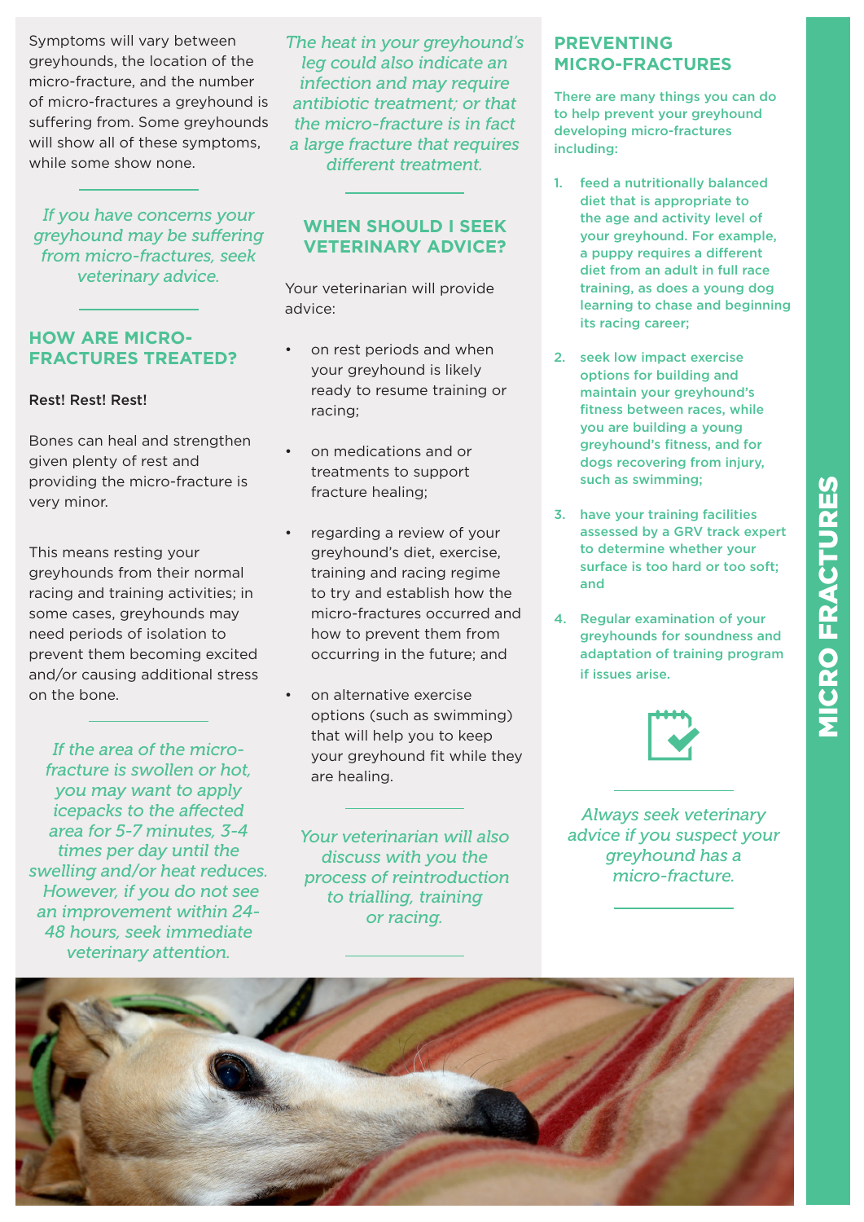Symptoms will vary between greyhounds, the location of the micro-fracture, and the number of micro-fractures a greyhound is suffering from. Some greyhounds will show all of these symptoms, while some show none.

*If you have concerns your greyhound may be suffering from micro-fractures, seek veterinary advice.*

## HOW ARE MICRO-FRACTURES TREATED?

**Rest! Rest! Rest!**

Bones can heal and strengthen given plenty of rest and providing the micro-fracture is very minor.

This means resting your greyhounds from their normal racing and training activities; in some cases, greyhounds may need periods of isolation to prevent them becoming excited and/or causing additional stress on the bone.

*If the area of the micro-fracture is swollen or hot, you may want to apply icepacks to the affected area for 5-7 minutes, 3-4 times per day until the swelling and/or heat reduces. However, if you do not see an improvement within 24-48 hours, seek immediate veterinary attention.*

*The heat in your greyhound's leg could also indicate an infection and may require antibiotic treatment; or that the micro-fracture is in fact a large fracture that requires different treatment.*

## WHEN SHOULD I SEEK VETERINARY ADVICE?

Your veterinarian will provide advice:

- on rest periods and when your greyhound is likely ready to resume training or racing;
- on medications and or treatments to support fracture healing;
- regarding a review of your greyhound's diet, exercise, training and racing regime to try and establish how the micro-fractures occurred and how to prevent them from occurring in the future; and
- on alternative exercise options (such as swimming) that will help you to keep your greyhound fit while they are healing.

*Your veterinarian will also discuss with you the process of reintroduction to trialling, training or racing.*

## PREVENTING MICRO-FRACTURES

There are many things you can do to help prevent your greyhound developing micro-fractures including:

1. feed a nutritionally balanced diet that is appropriate to the age and activity level of your greyhound. For example, a puppy requires a different diet from an adult in full race training, as does a young dog learning to chase and beginning its racing career;
2. seek low impact exercise options for building and maintain your greyhound's fitness between races, while you are building a young greyhound's fitness, and for dogs recovering from injury, such as swimming;
3. have your training facilities assessed by a GRV track expert to determine whether your surface is too hard or too soft; and
4. Regular examination of your greyhounds for soundness and adaptation of training program if issues arise.

*Always seek veterinary advice if you suspect your greyhound has a micro-fracture.*